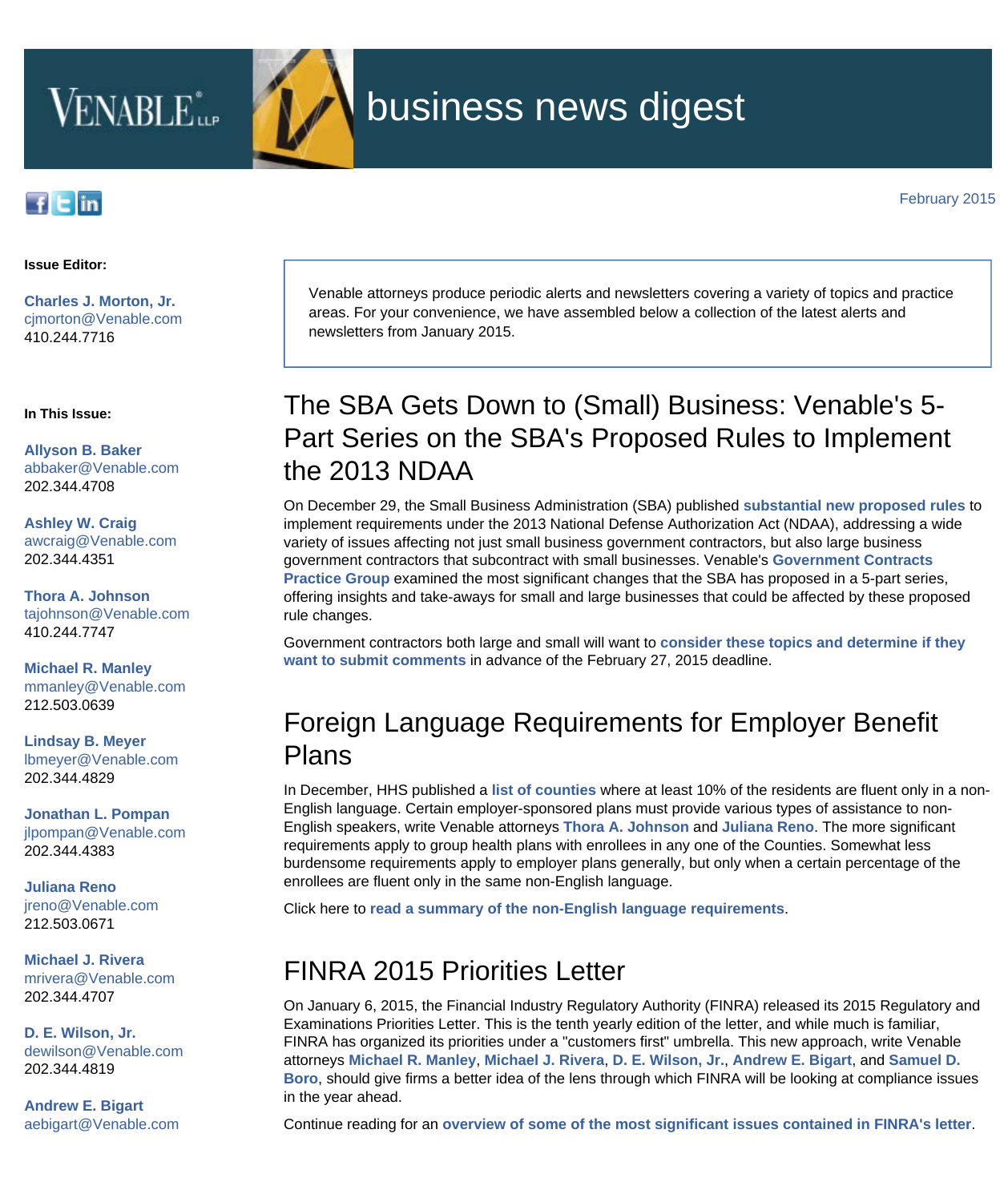VENABLE LLP

# business news digest

February 2015

**Issue Editor:**

**Charles J. Morton, Jr.**
cjmorton@Venable.com
410.244.7716

**In This Issue:**

**Allyson B. Baker**
abbaker@Venable.com
202.344.4708

**Ashley W. Craig**
awcraig@Venable.com
202.344.4351

**Thora A. Johnson**
tajohnson@Venable.com
410.244.7747

**Michael R. Manley**
mmanley@Venable.com
212.503.0639

**Lindsay B. Meyer**
lbmeyer@Venable.com
202.344.4829

**Jonathan L. Pompan**
jlpompan@Venable.com
202.344.4383

**Juliana Reno**
jreno@Venable.com
212.503.0671

**Michael J. Rivera**
mrivera@Venable.com
202.344.4707

**D. E. Wilson, Jr.**
dewilson@Venable.com
202.344.4819

**Andrew E. Bigart**
aebigart@Venable.com

Venable attorneys produce periodic alerts and newsletters covering a variety of topics and practice areas. For your convenience, we have assembled below a collection of the latest alerts and newsletters from January 2015.

## The SBA Gets Down to (Small) Business: Venable's 5-Part Series on the SBA's Proposed Rules to Implement the 2013 NDAA

On December 29, the Small Business Administration (SBA) published **substantial new proposed rules** to implement requirements under the 2013 National Defense Authorization Act (NDAA), addressing a wide variety of issues affecting not just small business government contractors, but also large business government contractors that subcontract with small businesses. Venable's **Government Contracts Practice Group** examined the most significant changes that the SBA has proposed in a 5-part series, offering insights and take-aways for small and large businesses that could be affected by these proposed rule changes.

Government contractors both large and small will want to **consider these topics and determine if they want to submit comments** in advance of the February 27, 2015 deadline.

## Foreign Language Requirements for Employer Benefit Plans

In December, HHS published a **list of counties** where at least 10% of the residents are fluent only in a non-English language. Certain employer-sponsored plans must provide various types of assistance to non-English speakers, write Venable attorneys **Thora A. Johnson** and **Juliana Reno**. The more significant requirements apply to group health plans with enrollees in any one of the Counties. Somewhat less burdensome requirements apply to employer plans generally, but only when a certain percentage of the enrollees are fluent only in the same non-English language.

Click here to **read a summary of the non-English language requirements**.

## FINRA 2015 Priorities Letter

On January 6, 2015, the Financial Industry Regulatory Authority (FINRA) released its 2015 Regulatory and Examinations Priorities Letter. This is the tenth yearly edition of the letter, and while much is familiar, FINRA has organized its priorities under a "customers first" umbrella. This new approach, write Venable attorneys **Michael R. Manley**, **Michael J. Rivera**, **D. E. Wilson, Jr.**, **Andrew E. Bigart**, and **Samuel D. Boro**, should give firms a better idea of the lens through which FINRA will be looking at compliance issues in the year ahead.

Continue reading for an **overview of some of the most significant issues contained in FINRA's letter**.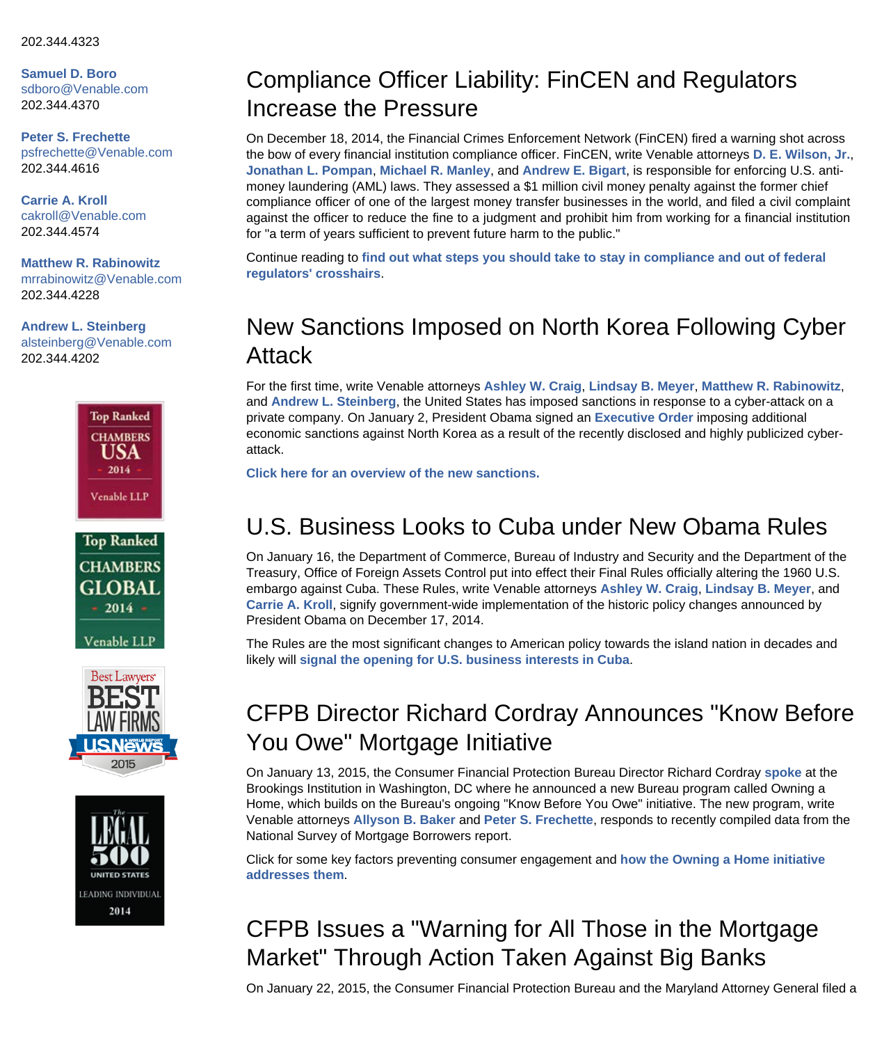202.344.4323

**Samuel D. Boro**
sdboro@Venable.com
202.344.4370

**Peter S. Frechette**
psfrechette@Venable.com
202.344.4616

**Carrie A. Kroll**
cakroll@Venable.com
202.344.4574

**Matthew R. Rabinowitz**
mrrabinowitz@Venable.com
202.344.4228

**Andrew L. Steinberg**
alsteinberg@Venable.com
202.344.4202

Top Ranked CHAMBERS USA 2014 Venable LLP

Top Ranked CHAMBERS GLOBAL 2014 Venable LLP

Best Lawyers BEST LAW FIRMS U.S.News & World Report 2015

The LEGAL 500 UNITED STATES LEADING INDIVIDUAL 2014

# Compliance Officer Liability: FinCEN and Regulators Increase the Pressure

On December 18, 2014, the Financial Crimes Enforcement Network (FinCEN) fired a warning shot across the bow of every financial institution compliance officer. FinCEN, write Venable attorneys **D. E. Wilson, Jr.**, **Jonathan L. Pompan**, **Michael R. Manley**, and **Andrew E. Bigart**, is responsible for enforcing U.S. anti-money laundering (AML) laws. They assessed a $1 million civil money penalty against the former chief compliance officer of one of the largest money transfer businesses in the world, and filed a civil complaint against the officer to reduce the fine to a judgment and prohibit him from working for a financial institution for "a term of years sufficient to prevent future harm to the public."

Continue reading to **find out what steps you should take to stay in compliance and out of federal regulators' crosshairs**.

# New Sanctions Imposed on North Korea Following Cyber Attack

For the first time, write Venable attorneys **Ashley W. Craig**, **Lindsay B. Meyer**, **Matthew R. Rabinowitz**, and **Andrew L. Steinberg**, the United States has imposed sanctions in response to a cyber-attack on a private company. On January 2, President Obama signed an **Executive Order** imposing additional economic sanctions against North Korea as a result of the recently disclosed and highly publicized cyber-attack.

**Click here for an overview of the new sanctions.**

# U.S. Business Looks to Cuba under New Obama Rules

On January 16, the Department of Commerce, Bureau of Industry and Security and the Department of the Treasury, Office of Foreign Assets Control put into effect their Final Rules officially altering the 1960 U.S. embargo against Cuba. These Rules, write Venable attorneys **Ashley W. Craig**, **Lindsay B. Meyer**, and **Carrie A. Kroll**, signify government-wide implementation of the historic policy changes announced by President Obama on December 17, 2014.

The Rules are the most significant changes to American policy towards the island nation in decades and likely will **signal the opening for U.S. business interests in Cuba**.

# CFPB Director Richard Cordray Announces "Know Before You Owe" Mortgage Initiative

On January 13, 2015, the Consumer Financial Protection Bureau Director Richard Cordray **spoke** at the Brookings Institution in Washington, DC where he announced a new Bureau program called Owning a Home, which builds on the Bureau's ongoing "Know Before You Owe" initiative. The new program, write Venable attorneys **Allyson B. Baker** and **Peter S. Frechette**, responds to recently compiled data from the National Survey of Mortgage Borrowers report.

Click for some key factors preventing consumer engagement and **how the Owning a Home initiative addresses them**.

# CFPB Issues a "Warning for All Those in the Mortgage Market" Through Action Taken Against Big Banks

On January 22, 2015, the Consumer Financial Protection Bureau and the Maryland Attorney General filed a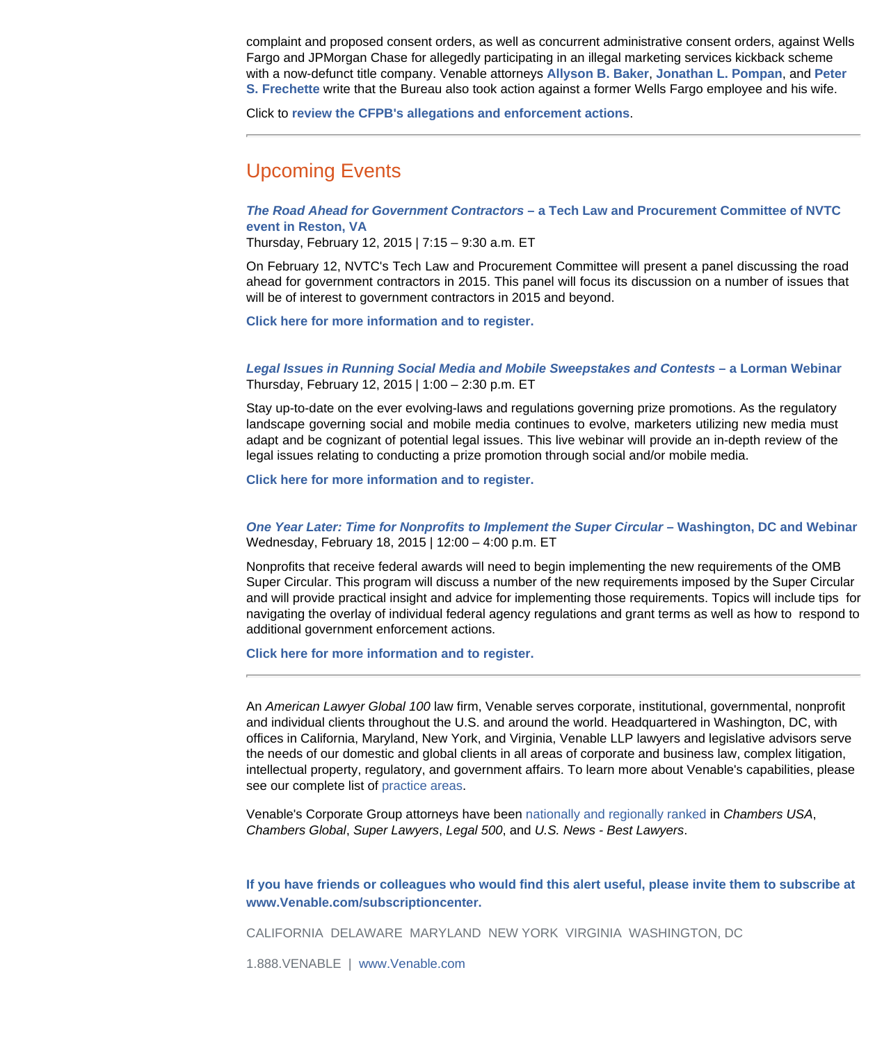complaint and proposed consent orders, as well as concurrent administrative consent orders, against Wells Fargo and JPMorgan Chase for allegedly participating in an illegal marketing services kickback scheme with a now-defunct title company. Venable attorneys **Allyson B. Baker**, **Jonathan L. Pompan**, and **Peter S. Frechette** write that the Bureau also took action against a former Wells Fargo employee and his wife.

Click to **review the CFPB's allegations and enforcement actions**.

---

## Upcoming Events

***The Road Ahead for Government Contractors*** **– a Tech Law and Procurement Committee of NVTC event in Reston, VA**
Thursday, February 12, 2015 | 7:15 – 9:30 a.m. ET

On February 12, NVTC's Tech Law and Procurement Committee will present a panel discussing the road ahead for government contractors in 2015. This panel will focus its discussion on a number of issues that will be of interest to government contractors in 2015 and beyond.

**Click here for more information and to register.**

***Legal Issues in Running Social Media and Mobile Sweepstakes and Contests*** **– a Lorman Webinar**
Thursday, February 12, 2015 | 1:00 – 2:30 p.m. ET

Stay up-to-date on the ever evolving-laws and regulations governing prize promotions. As the regulatory landscape governing social and mobile media continues to evolve, marketers utilizing new media must adapt and be cognizant of potential legal issues. This live webinar will provide an in-depth review of the legal issues relating to conducting a prize promotion through social and/or mobile media.

**Click here for more information and to register.**

***One Year Later: Time for Nonprofits to Implement the Super Circular*** **– Washington, DC and Webinar**
Wednesday, February 18, 2015 | 12:00 – 4:00 p.m. ET

Nonprofits that receive federal awards will need to begin implementing the new requirements of the OMB Super Circular. This program will discuss a number of the new requirements imposed by the Super Circular and will provide practical insight and advice for implementing those requirements. Topics will include tips for navigating the overlay of individual federal agency regulations and grant terms as well as how to respond to additional government enforcement actions.

**Click here for more information and to register.**

---

An *American Lawyer Global 100* law firm, Venable serves corporate, institutional, governmental, nonprofit and individual clients throughout the U.S. and around the world. Headquartered in Washington, DC, with offices in California, Maryland, New York, and Virginia, Venable LLP lawyers and legislative advisors serve the needs of our domestic and global clients in all areas of corporate and business law, complex litigation, intellectual property, regulatory, and government affairs. To learn more about Venable's capabilities, please see our complete list of practice areas.

Venable's Corporate Group attorneys have been nationally and regionally ranked in *Chambers USA*, *Chambers Global*, *Super Lawyers*, *Legal 500*, and *U.S. News - Best Lawyers*.

**If you have friends or colleagues who would find this alert useful, please invite them to subscribe at www.Venable.com/subscriptioncenter.**

CALIFORNIA DELAWARE MARYLAND NEW YORK VIRGINIA WASHINGTON, DC

1.888.VENABLE | www.Venable.com